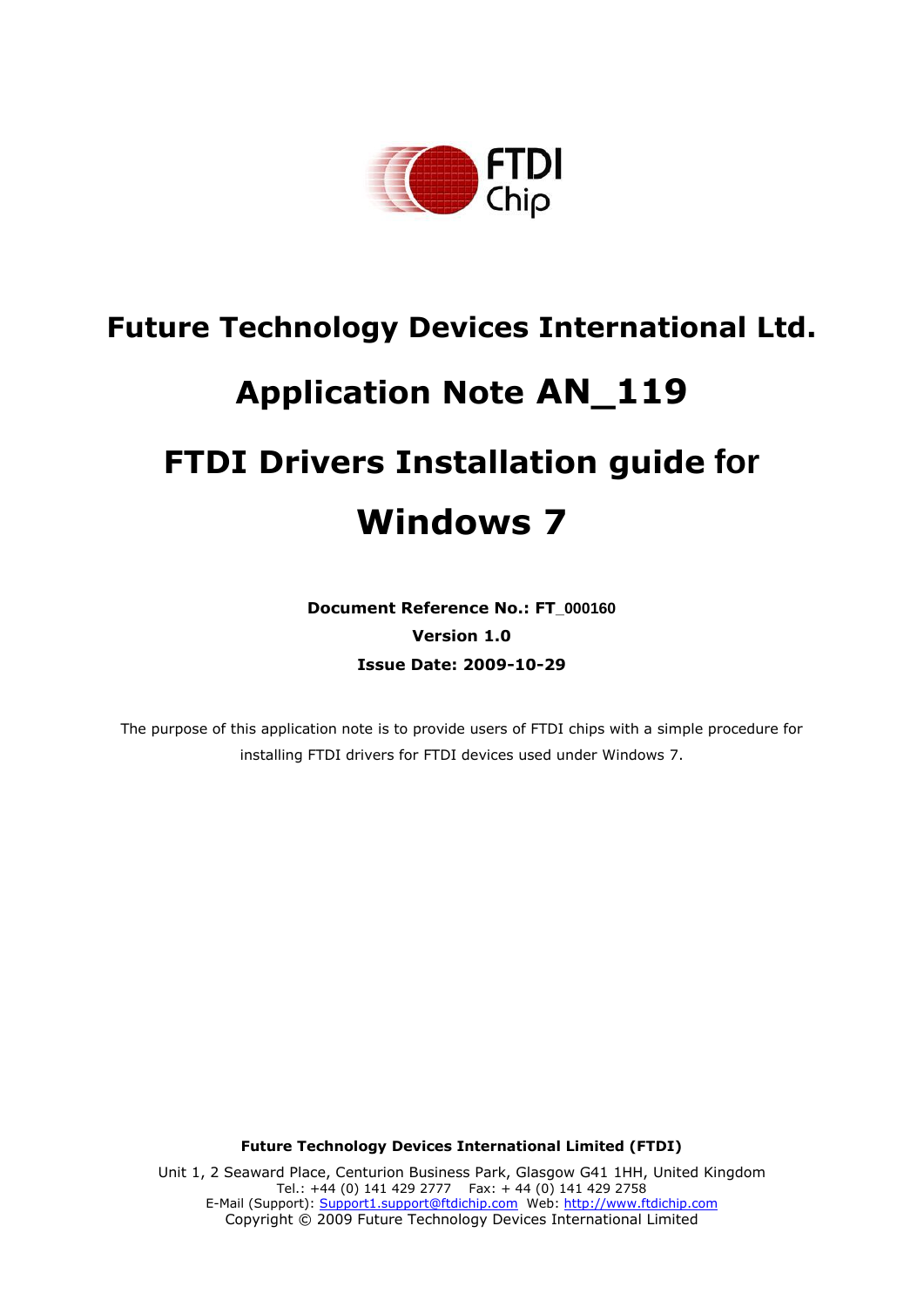# Future Technology Devices International Ltd.

# Application Note AN_119

# FTDI Drivers Installation guide for Windows 7

**Document Reference No.: FT_000160**

**Version 1.0**

**Issue Date: 2009-10-29**

The purpose of this application note is to provide users of FTDI chips with a simple procedure for installing FTDI drivers for FTDI devices used under Windows 7.

**Future Technology Devices International Limited (FTDI)**

Unit 1, 2 Seaward Place, Centurion Business Park, Glasgow G41 1HH, United Kingdom
Tel.: +44 (0) 141 429 2777 Fax: + 44 (0) 141 429 2758
E-Mail (Support): Support1.support@ftdichip.com Web: http://www.ftdichip.com
Copyright © 2009 Future Technology Devices International Limited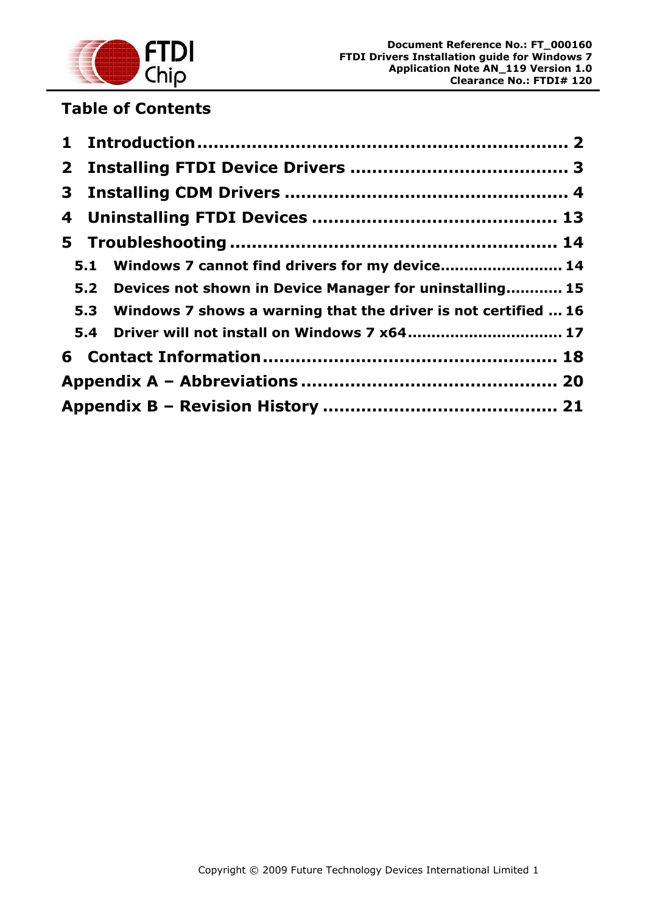## Table of Contents

1 Introduction .................................................................... 2

2 Installing FTDI Device Drivers ........................................ 3

3 Installing CDM Drivers .................................................... 4

4 Uninstalling FTDI Devices ............................................. 13

5 Troubleshooting ............................................................ 14

- 5.1 Windows 7 cannot find drivers for my device ......................... 14
- 5.2 Devices not shown in Device Manager for uninstalling ........... 15
- 5.3 Windows 7 shows a warning that the driver is not certified ... 16
- 5.4 Driver will not install on Windows 7 x64 ................................ 17

6 Contact Information ...................................................... 18

Appendix A – Abbreviations ............................................... 20

Appendix B – Revision History ........................................... 21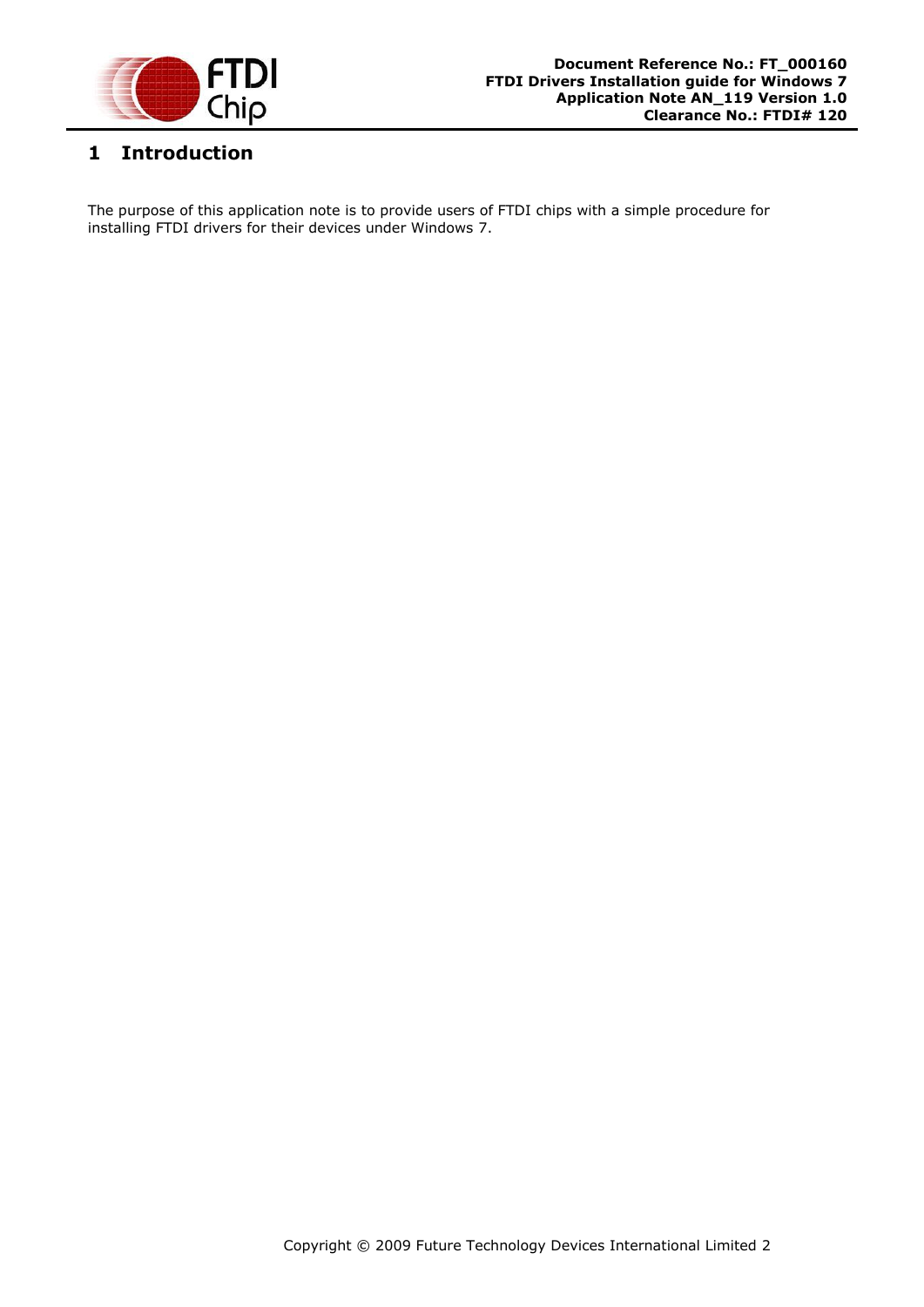# 1 Introduction

The purpose of this application note is to provide users of FTDI chips with a simple procedure for installing FTDI drivers for their devices under Windows 7.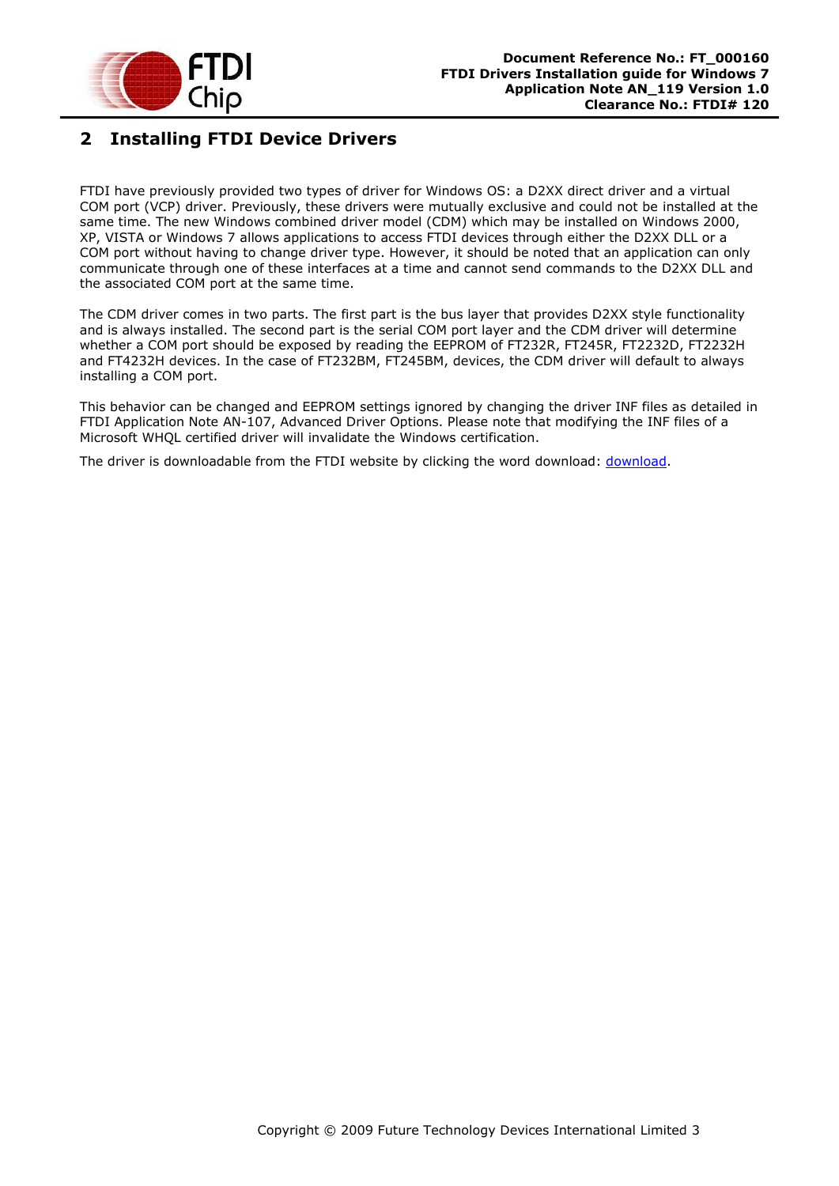## 2 Installing FTDI Device Drivers

FTDI have previously provided two types of driver for Windows OS: a D2XX direct driver and a virtual COM port (VCP) driver. Previously, these drivers were mutually exclusive and could not be installed at the same time. The new Windows combined driver model (CDM) which may be installed on Windows 2000, XP, VISTA or Windows 7 allows applications to access FTDI devices through either the D2XX DLL or a COM port without having to change driver type. However, it should be noted that an application can only communicate through one of these interfaces at a time and cannot send commands to the D2XX DLL and the associated COM port at the same time.

The CDM driver comes in two parts. The first part is the bus layer that provides D2XX style functionality and is always installed. The second part is the serial COM port layer and the CDM driver will determine whether a COM port should be exposed by reading the EEPROM of FT232R, FT245R, FT2232D, FT2232H and FT4232H devices. In the case of FT232BM, FT245BM, devices, the CDM driver will default to always installing a COM port.

This behavior can be changed and EEPROM settings ignored by changing the driver INF files as detailed in FTDI Application Note AN-107, Advanced Driver Options. Please note that modifying the INF files of a Microsoft WHQL certified driver will invalidate the Windows certification.

The driver is downloadable from the FTDI website by clicking the word download: download.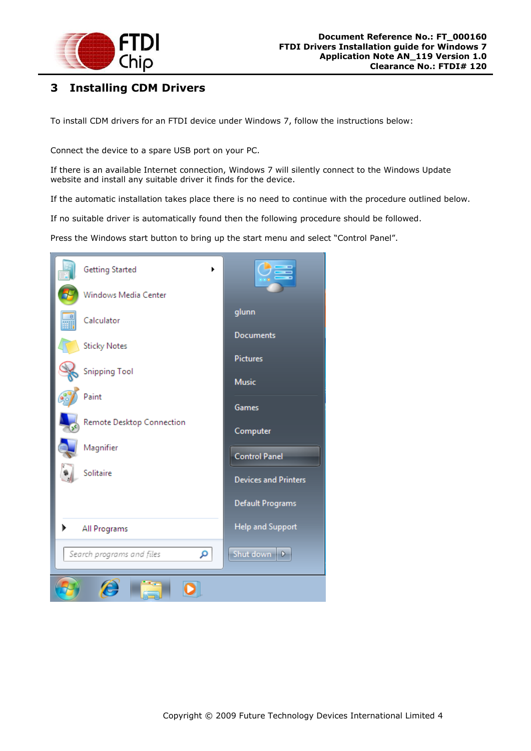# 3 Installing CDM Drivers

To install CDM drivers for an FTDI device under Windows 7, follow the instructions below:

Connect the device to a spare USB port on your PC.

If there is an available Internet connection, Windows 7 will silently connect to the Windows Update website and install any suitable driver it finds for the device.

If the automatic installation takes place there is no need to continue with the procedure outlined below.

If no suitable driver is automatically found then the following procedure should be followed.

Press the Windows start button to bring up the start menu and select "Control Panel".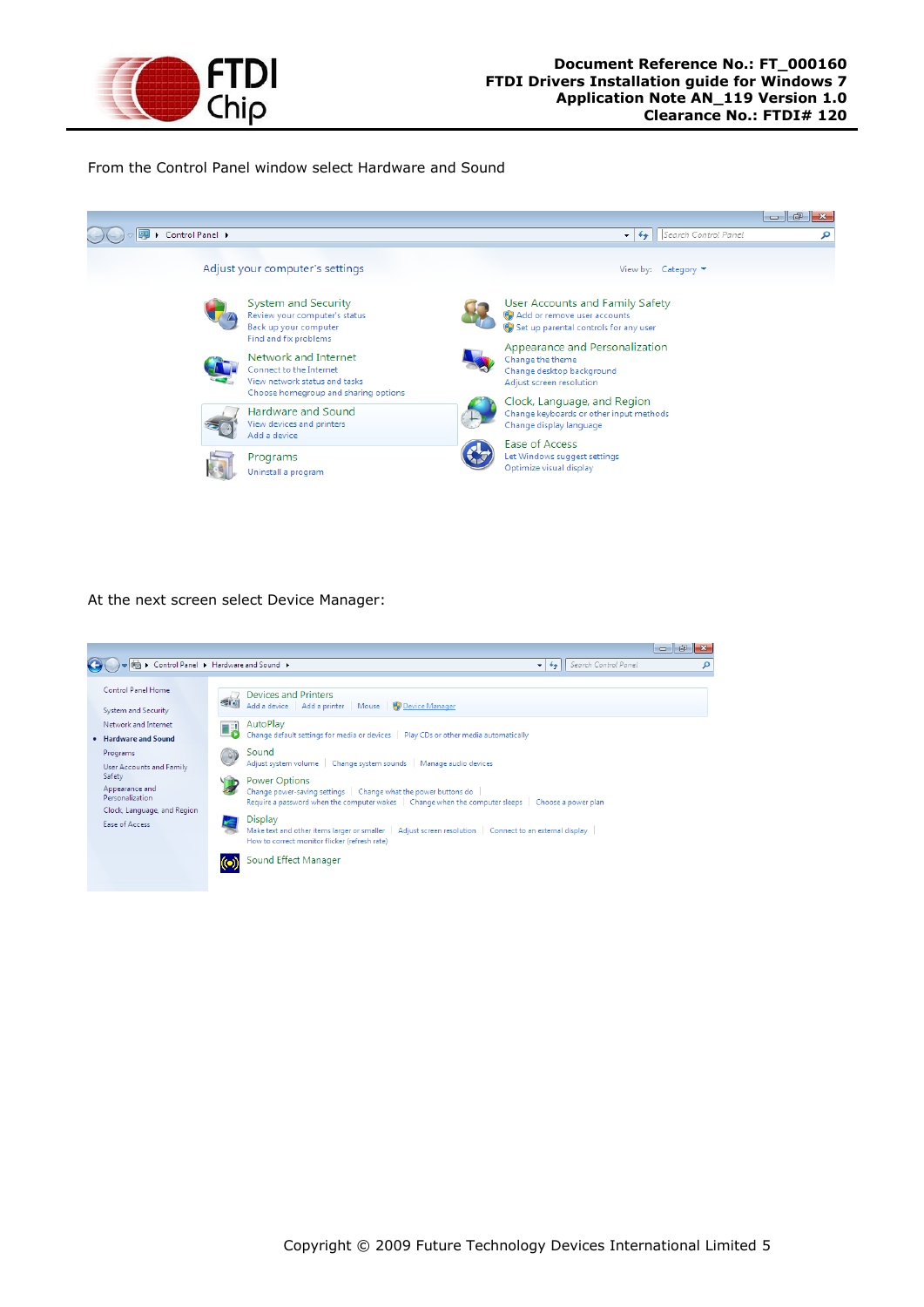From the Control Panel window select Hardware and Sound

At the next screen select Device Manager: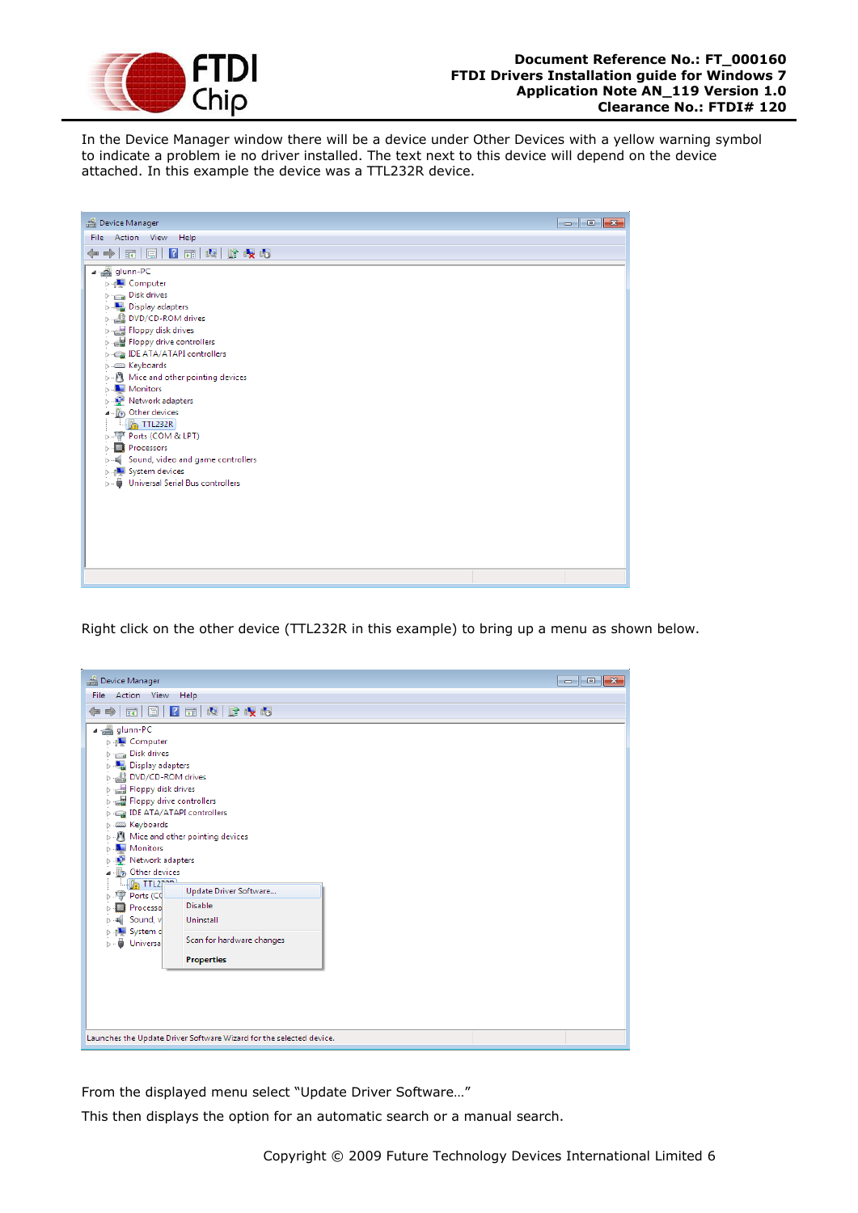In the Device Manager window there will be a device under Other Devices with a yellow warning symbol to indicate a problem ie no driver installed. The text next to this device will depend on the device attached. In this example the device was a TTL232R device.

Right click on the other device (TTL232R in this example) to bring up a menu as shown below.

From the displayed menu select “Update Driver Software…”

This then displays the option for an automatic search or a manual search.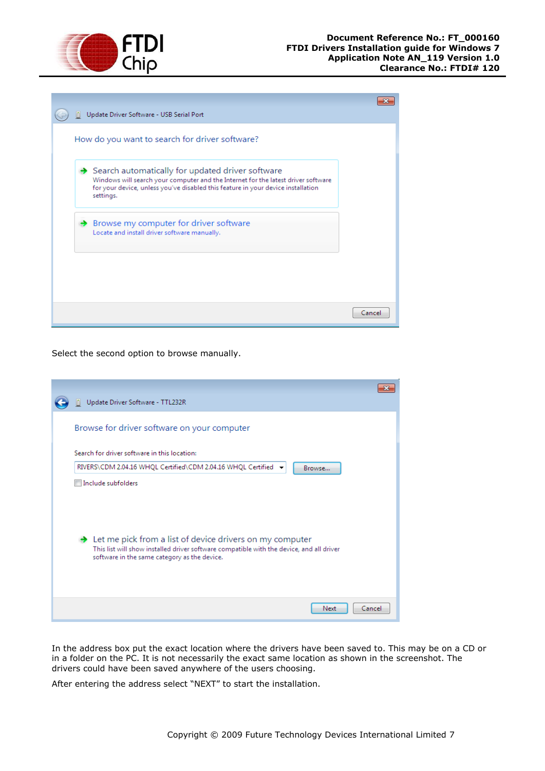Select the second option to browse manually.

In the address box put the exact location where the drivers have been saved to. This may be on a CD or in a folder on the PC. It is not necessarily the exact same location as shown in the screenshot. The drivers could have been saved anywhere of the users choosing.

After entering the address select “NEXT” to start the installation.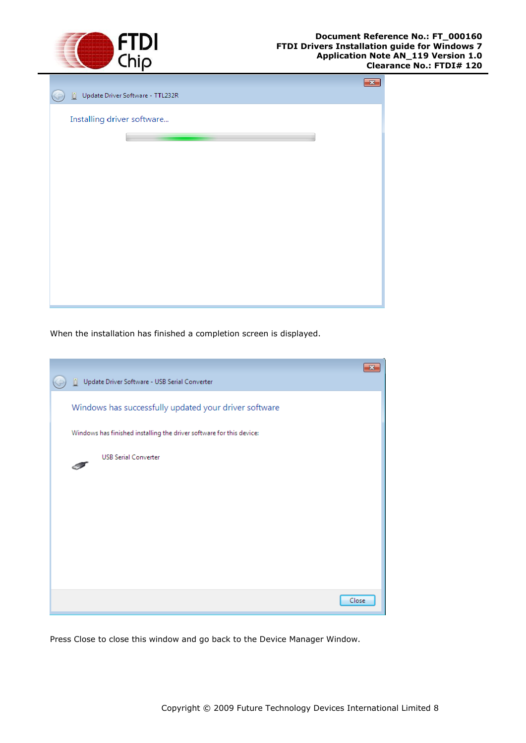When the installation has finished a completion screen is displayed.

Press Close to close this window and go back to the Device Manager Window.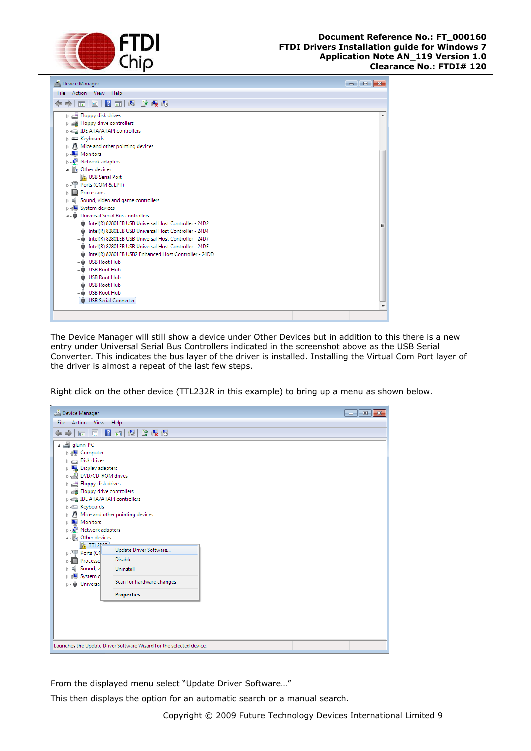The Device Manager will still show a device under Other Devices but in addition to this there is a new entry under Universal Serial Bus Controllers indicated in the screenshot above as the USB Serial Converter. This indicates the bus layer of the driver is installed. Installing the Virtual Com Port layer of the driver is almost a repeat of the last few steps.

Right click on the other device (TTL232R in this example) to bring up a menu as shown below.

From the displayed menu select “Update Driver Software…”

This then displays the option for an automatic search or a manual search.

Copyright © 2009 Future Technology Devices International Limited 9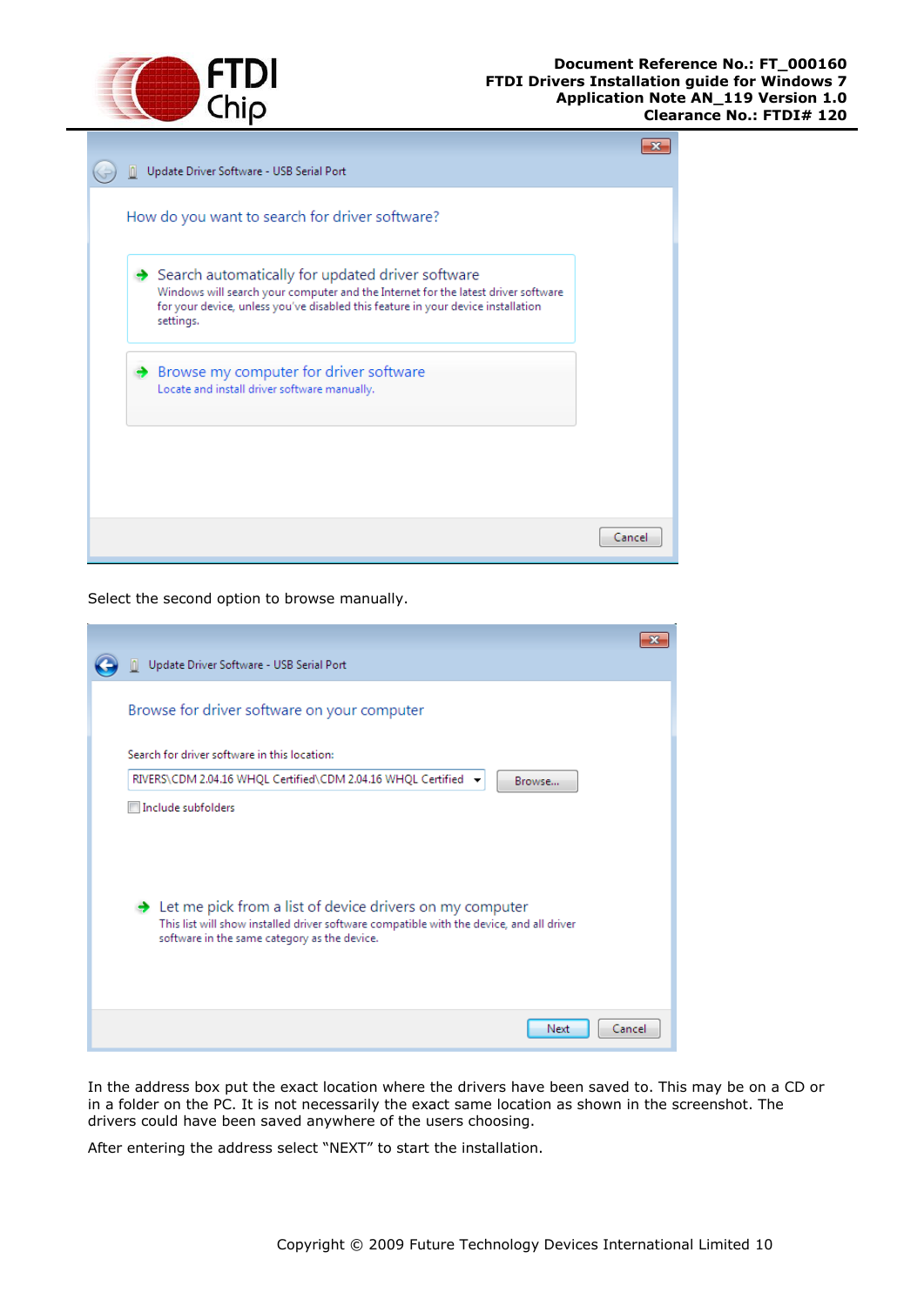Select the second option to browse manually.

In the address box put the exact location where the drivers have been saved to. This may be on a CD or in a folder on the PC. It is not necessarily the exact same location as shown in the screenshot. The drivers could have been saved anywhere of the users choosing.

After entering the address select “NEXT” to start the installation.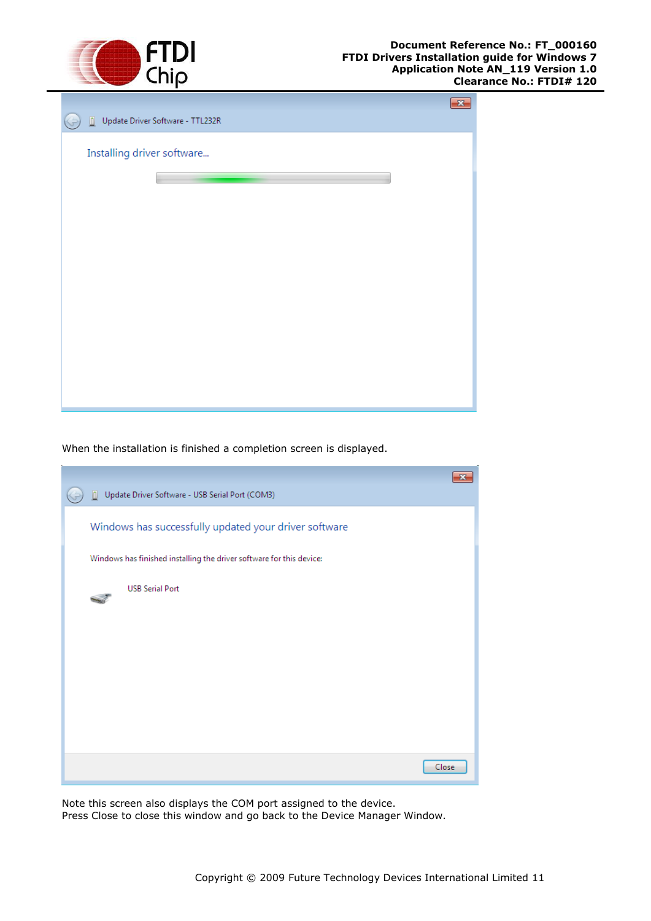When the installation is finished a completion screen is displayed.

Note this screen also displays the COM port assigned to the device.
Press Close to close this window and go back to the Device Manager Window.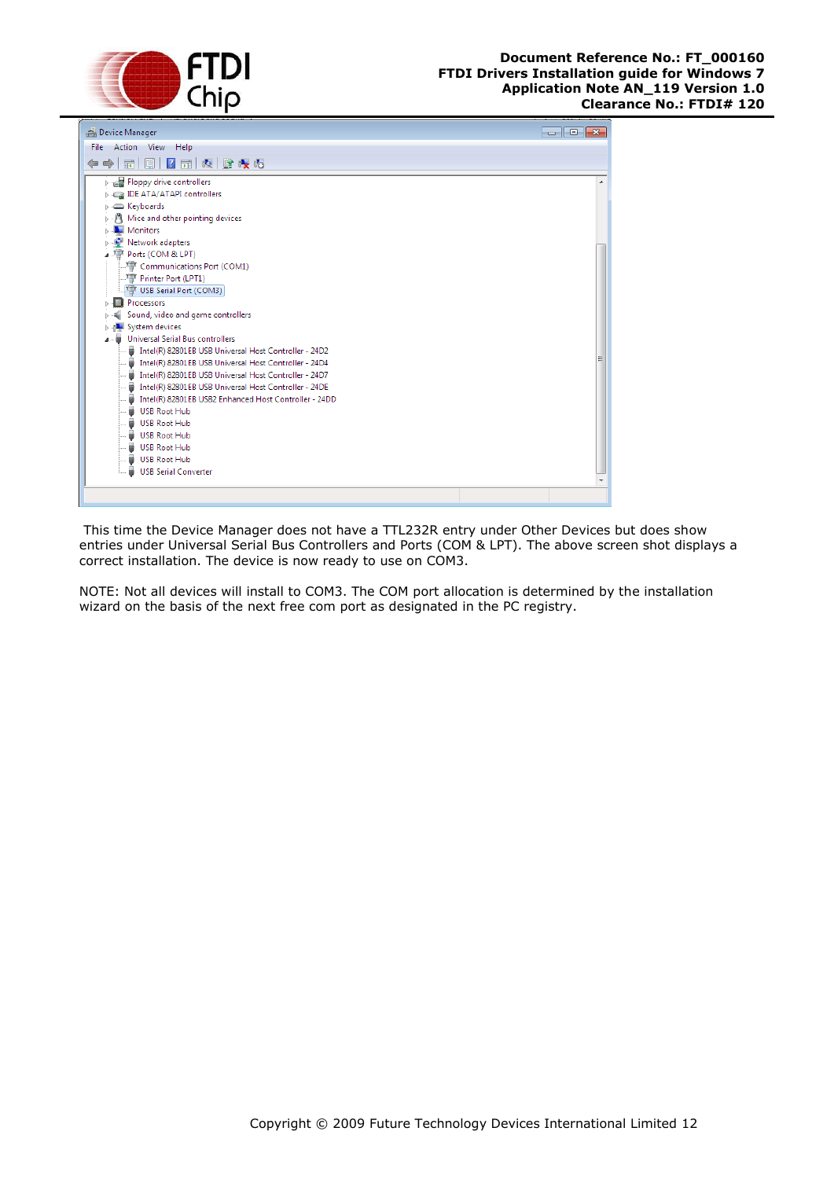This time the Device Manager does not have a TTL232R entry under Other Devices but does show entries under Universal Serial Bus Controllers and Ports (COM & LPT). The above screen shot displays a correct installation. The device is now ready to use on COM3.

NOTE: Not all devices will install to COM3. The COM port allocation is determined by the installation wizard on the basis of the next free com port as designated in the PC registry.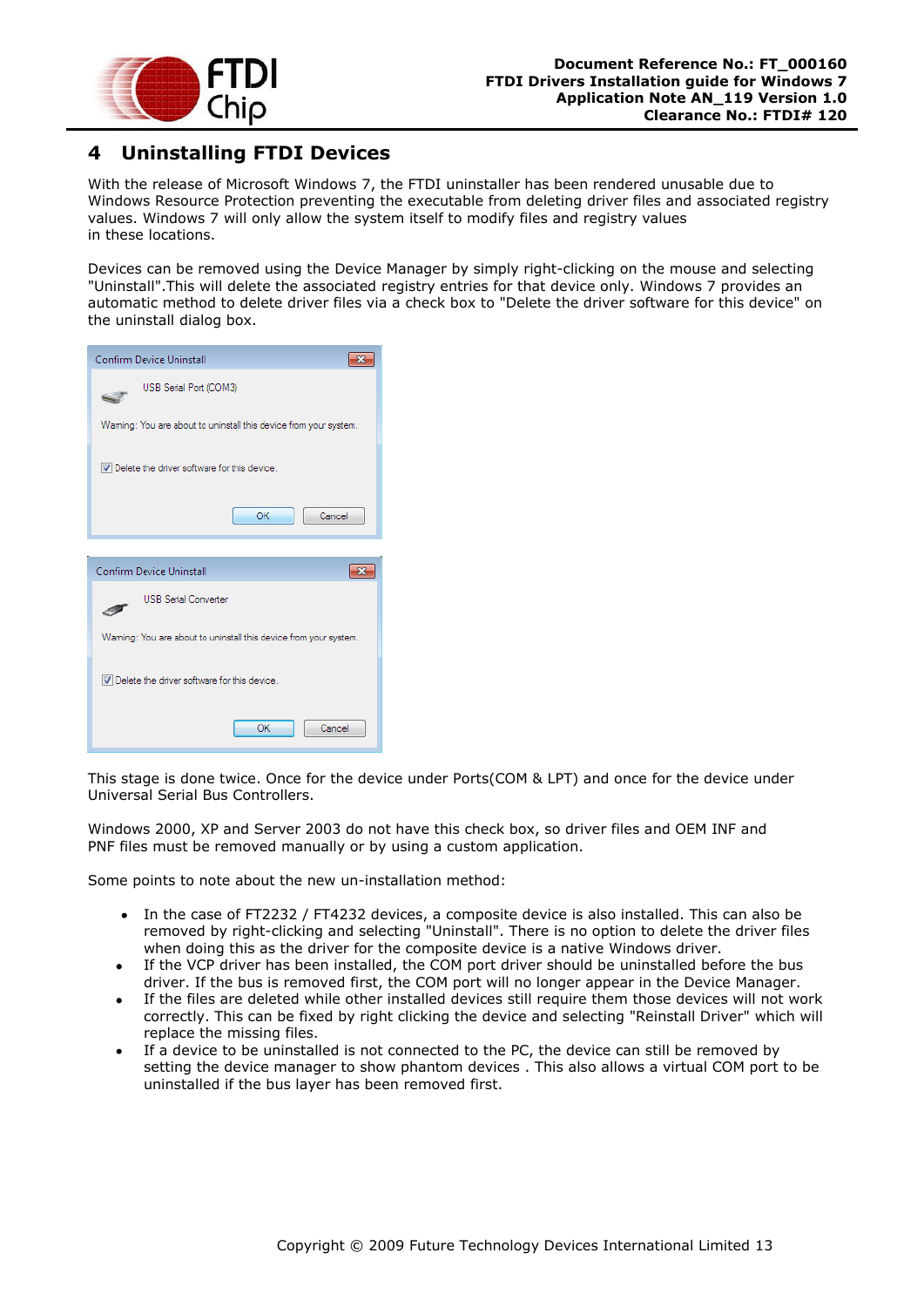# 4 Uninstalling FTDI Devices

With the release of Microsoft Windows 7, the FTDI uninstaller has been rendered unusable due to Windows Resource Protection preventing the executable from deleting driver files and associated registry values. Windows 7 will only allow the system itself to modify files and registry values in these locations.

Devices can be removed using the Device Manager by simply right-clicking on the mouse and selecting "Uninstall".This will delete the associated registry entries for that device only. Windows 7 provides an automatic method to delete driver files via a check box to "Delete the driver software for this device" on the uninstall dialog box.

This stage is done twice. Once for the device under Ports(COM & LPT) and once for the device under Universal Serial Bus Controllers.

Windows 2000, XP and Server 2003 do not have this check box, so driver files and OEM INF and PNF files must be removed manually or by using a custom application.

Some points to note about the new un-installation method:

- In the case of FT2232 / FT4232 devices, a composite device is also installed. This can also be removed by right-clicking and selecting "Uninstall". There is no option to delete the driver files when doing this as the driver for the composite device is a native Windows driver.
- If the VCP driver has been installed, the COM port driver should be uninstalled before the bus driver. If the bus is removed first, the COM port will no longer appear in the Device Manager.
- If the files are deleted while other installed devices still require them those devices will not work correctly. This can be fixed by right clicking the device and selecting "Reinstall Driver" which will replace the missing files.
- If a device to be uninstalled is not connected to the PC, the device can still be removed by setting the device manager to show phantom devices . This also allows a virtual COM port to be uninstalled if the bus layer has been removed first.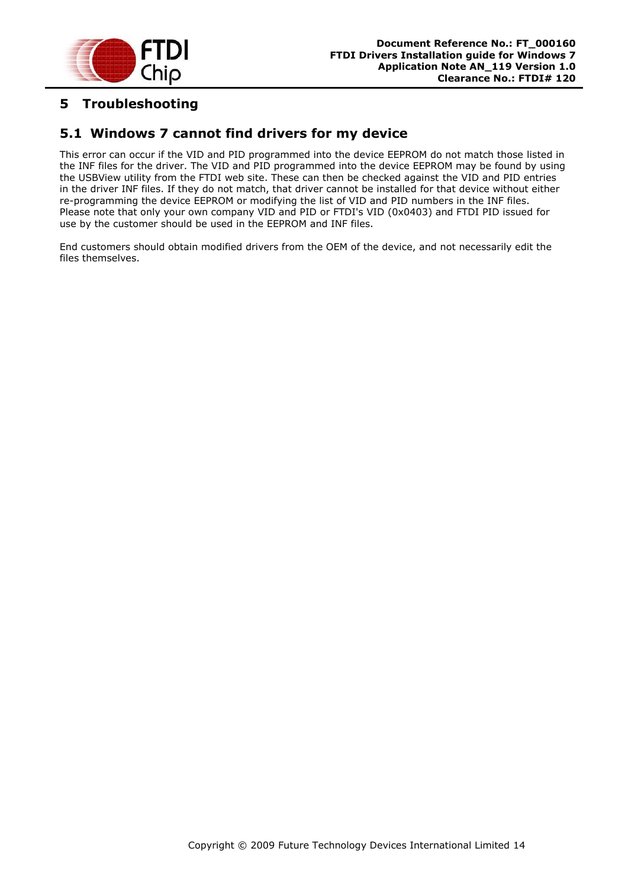# 5 Troubleshooting

## 5.1 Windows 7 cannot find drivers for my device

This error can occur if the VID and PID programmed into the device EEPROM do not match those listed in the INF files for the driver. The VID and PID programmed into the device EEPROM may be found by using the USBView utility from the FTDI web site. These can then be checked against the VID and PID entries in the driver INF files. If they do not match, that driver cannot be installed for that device without either re-programming the device EEPROM or modifying the list of VID and PID numbers in the INF files. Please note that only your own company VID and PID or FTDI's VID (0x0403) and FTDI PID issued for use by the customer should be used in the EEPROM and INF files.

End customers should obtain modified drivers from the OEM of the device, and not necessarily edit the files themselves.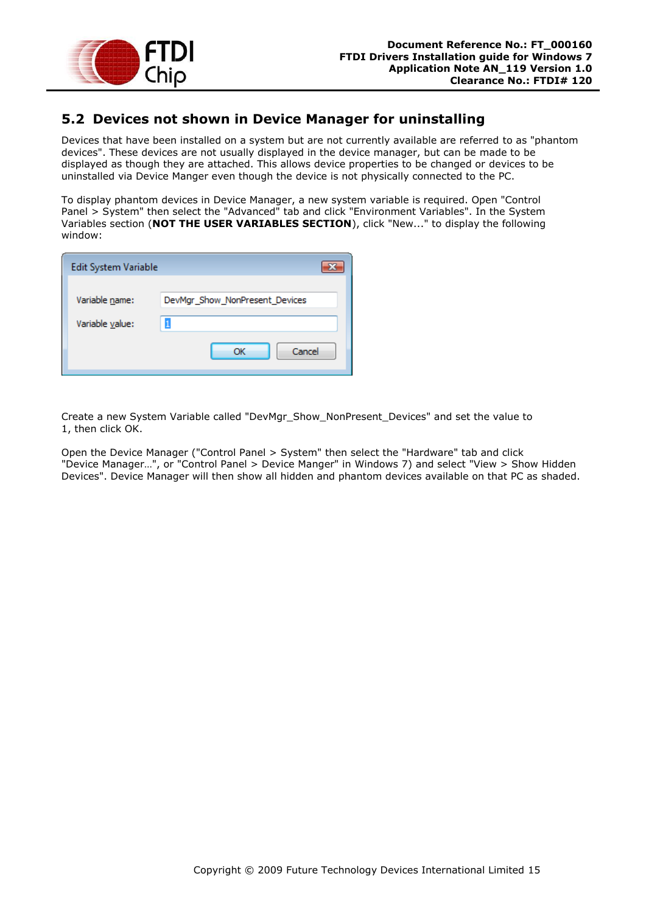## 5.2 Devices not shown in Device Manager for uninstalling

Devices that have been installed on a system but are not currently available are referred to as "phantom devices". These devices are not usually displayed in the device manager, but can be made to be displayed as though they are attached. This allows device properties to be changed or devices to be uninstalled via Device Manger even though the device is not physically connected to the PC.

To display phantom devices in Device Manager, a new system variable is required. Open "Control Panel > System" then select the "Advanced" tab and click "Environment Variables". In the System Variables section (**NOT THE USER VARIABLES SECTION**), click "New..." to display the following window:

Create a new System Variable called "DevMgr_Show_NonPresent_Devices" and set the value to 1, then click OK.

Open the Device Manager ("Control Panel > System" then select the "Hardware" tab and click "Device Manager…", or "Control Panel > Device Manger" in Windows 7) and select "View > Show Hidden Devices". Device Manager will then show all hidden and phantom devices available on that PC as shaded.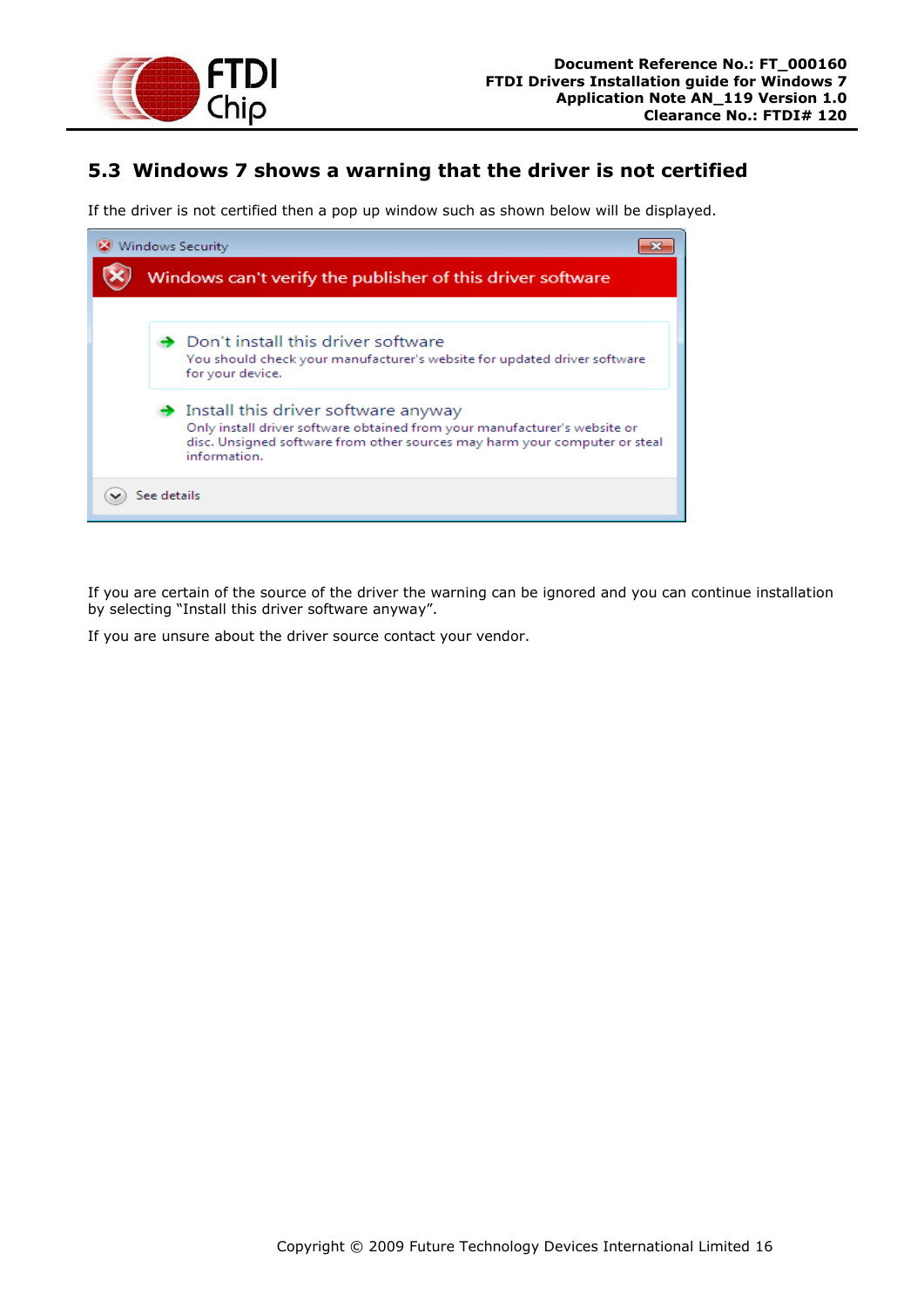## 5.3 Windows 7 shows a warning that the driver is not certified

If the driver is not certified then a pop up window such as shown below will be displayed.

If you are certain of the source of the driver the warning can be ignored and you can continue installation by selecting "Install this driver software anyway".

If you are unsure about the driver source contact your vendor.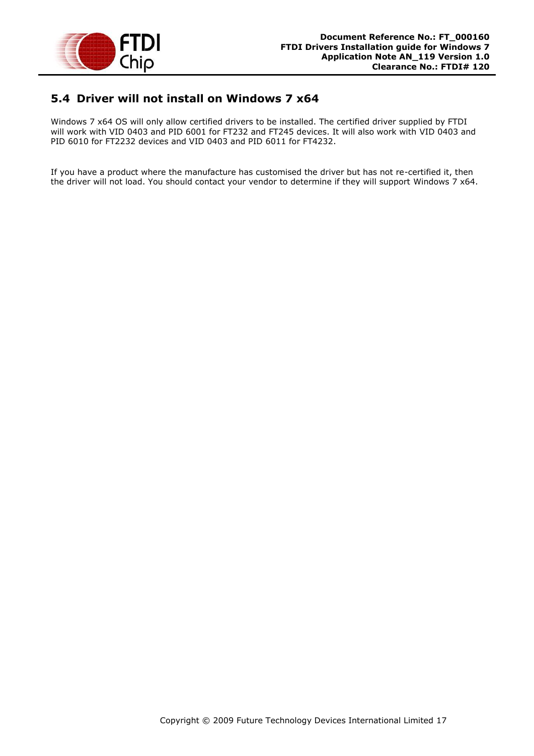## 5.4 Driver will not install on Windows 7 x64

Windows 7 x64 OS will only allow certified drivers to be installed. The certified driver supplied by FTDI will work with VID 0403 and PID 6001 for FT232 and FT245 devices. It will also work with VID 0403 and PID 6010 for FT2232 devices and VID 0403 and PID 6011 for FT4232.

If you have a product where the manufacture has customised the driver but has not re-certified it, then the driver will not load. You should contact your vendor to determine if they will support Windows 7 x64.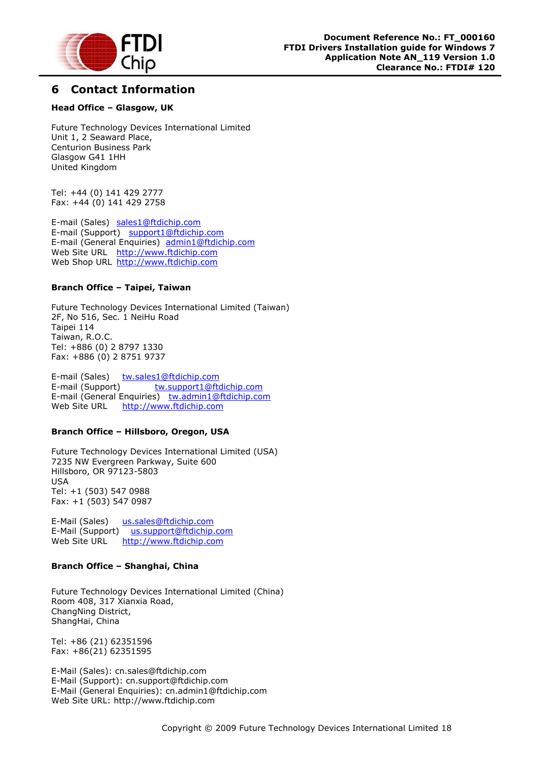# 6 Contact Information

**Head Office – Glasgow, UK**

Future Technology Devices International Limited
Unit 1, 2 Seaward Place,
Centurion Business Park
Glasgow G41 1HH
United Kingdom

Tel: +44 (0) 141 429 2777
Fax: +44 (0) 141 429 2758

E-mail (Sales) sales1@ftdichip.com
E-mail (Support) support1@ftdichip.com
E-mail (General Enquiries) admin1@ftdichip.com
Web Site URL http://www.ftdichip.com
Web Shop URL http://www.ftdichip.com

**Branch Office – Taipei, Taiwan**

Future Technology Devices International Limited (Taiwan)
2F, No 516, Sec. 1 NeiHu Road
Taipei 114
Taiwan, R.O.C.
Tel: +886 (0) 2 8797 1330
Fax: +886 (0) 2 8751 9737

E-mail (Sales) tw.sales1@ftdichip.com
E-mail (Support) tw.support1@ftdichip.com
E-mail (General Enquiries) tw.admin1@ftdichip.com
Web Site URL http://www.ftdichip.com

**Branch Office – Hillsboro, Oregon, USA**

Future Technology Devices International Limited (USA)
7235 NW Evergreen Parkway, Suite 600
Hillsboro, OR 97123-5803
USA
Tel: +1 (503) 547 0988
Fax: +1 (503) 547 0987

E-Mail (Sales) us.sales@ftdichip.com
E-Mail (Support) us.support@ftdichip.com
Web Site URL http://www.ftdichip.com

**Branch Office – Shanghai, China**

Future Technology Devices International Limited (China)
Room 408, 317 Xianxia Road,
ChangNing District,
ShangHai, China

Tel: +86 (21) 62351596
Fax: +86(21) 62351595

E-Mail (Sales): cn.sales@ftdichip.com
E-Mail (Support): cn.support@ftdichip.com
E-Mail (General Enquiries): cn.admin1@ftdichip.com
Web Site URL: http://www.ftdichip.com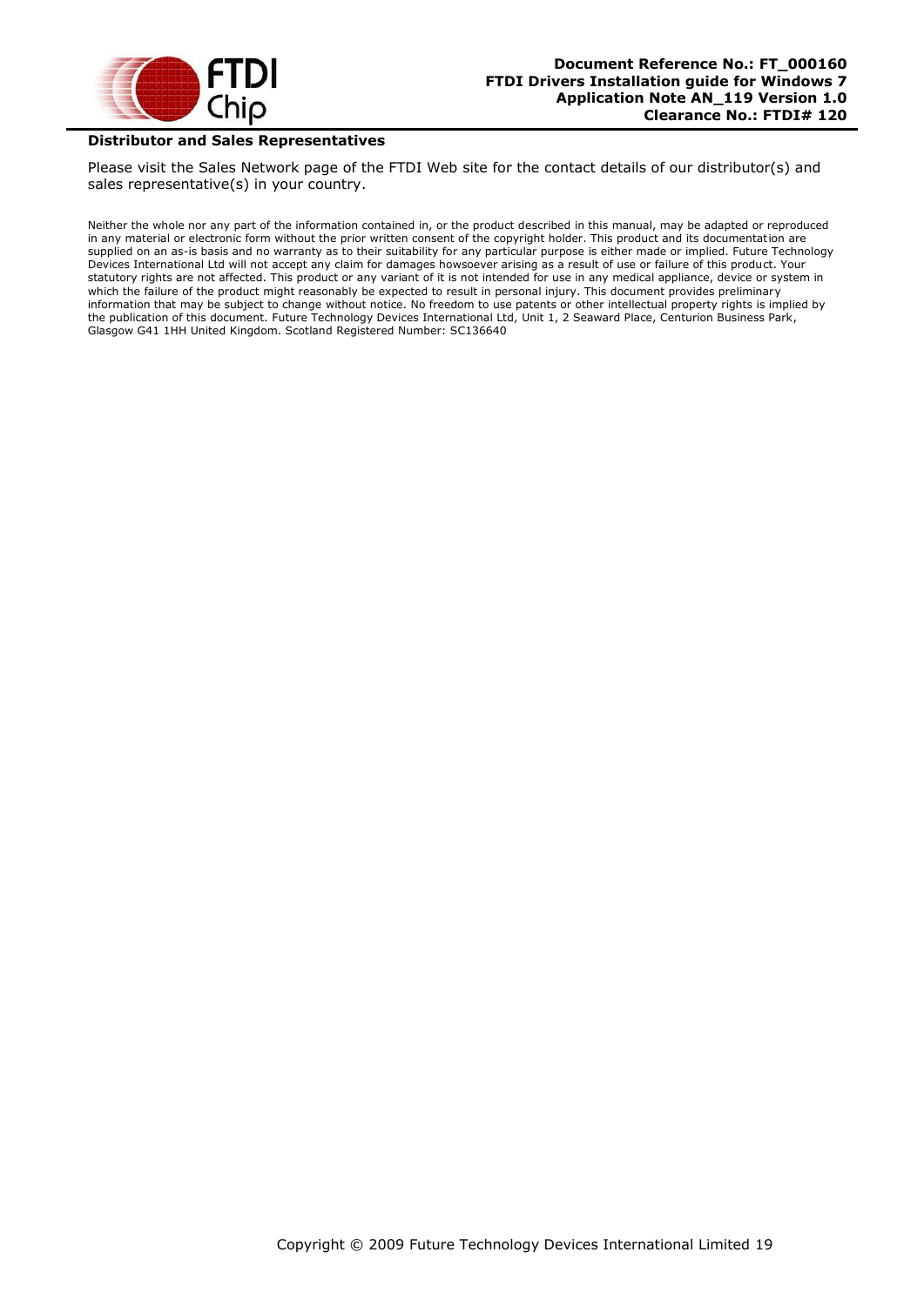**Distributor and Sales Representatives**

Please visit the Sales Network page of the FTDI Web site for the contact details of our distributor(s) and sales representative(s) in your country.

Neither the whole nor any part of the information contained in, or the product described in this manual, may be adapted or reproduced in any material or electronic form without the prior written consent of the copyright holder. This product and its documentation are supplied on an as-is basis and no warranty as to their suitability for any particular purpose is either made or implied. Future Technology Devices International Ltd will not accept any claim for damages howsoever arising as a result of use or failure of this product. Your statutory rights are not affected. This product or any variant of it is not intended for use in any medical appliance, device or system in which the failure of the product might reasonably be expected to result in personal injury. This document provides preliminary information that may be subject to change without notice. No freedom to use patents or other intellectual property rights is implied by the publication of this document. Future Technology Devices International Ltd, Unit 1, 2 Seaward Place, Centurion Business Park, Glasgow G41 1HH United Kingdom. Scotland Registered Number: SC136640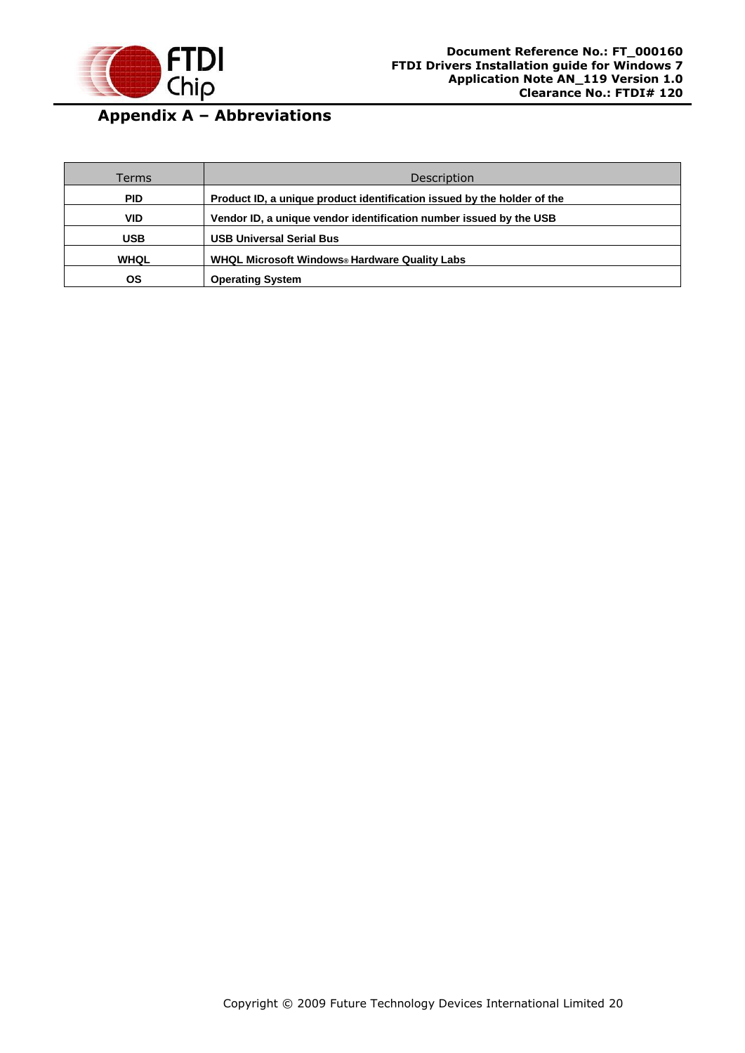# Appendix A – Abbreviations

| Terms | Description |
|---|---|
| **PID** | **Product ID, a unique product identification issued by the holder of the** |
| **VID** | **Vendor ID, a unique vendor identification number issued by the USB** |
| **USB** | **USB Universal Serial Bus** |
| **WHQL** | **WHQL Microsoft Windows® Hardware Quality Labs** |
| **OS** | **Operating System** |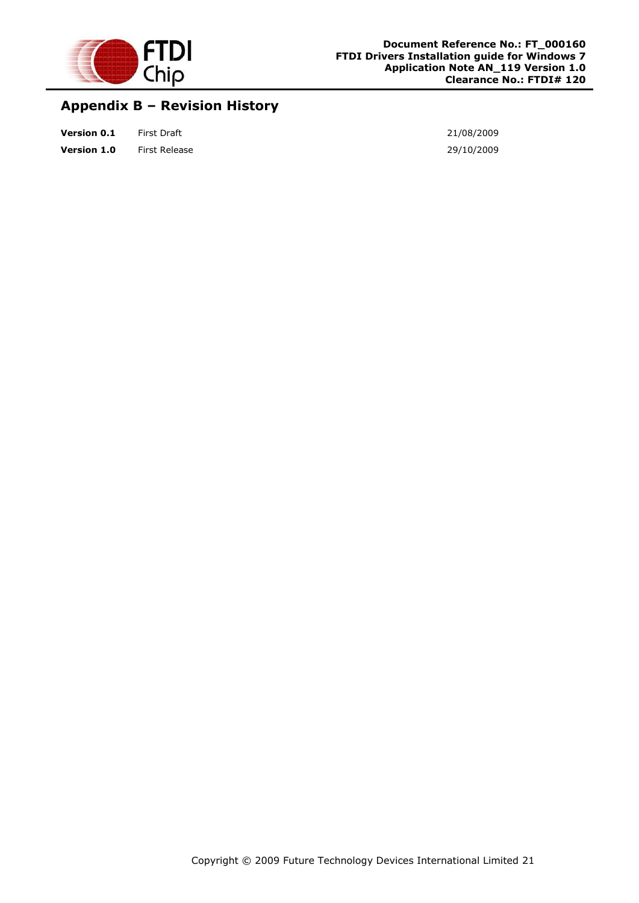## Appendix B – Revision History

| | | |
|---|---|---|
| **Version 0.1** | First Draft | 21/08/2009 |
| **Version 1.0** | First Release | 29/10/2009 |